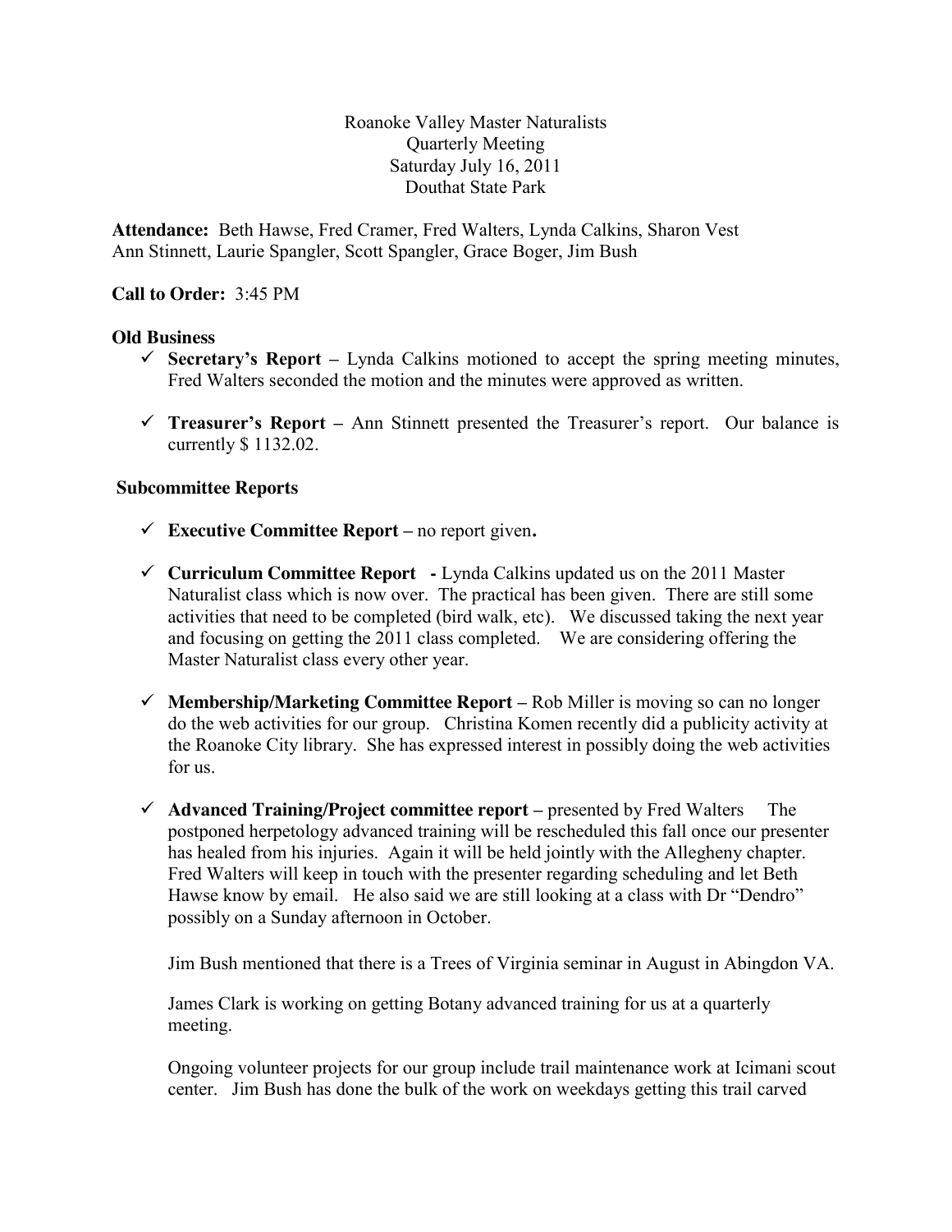Roanoke Valley Master Naturalists
Quarterly Meeting
Saturday July 16, 2011
Douthat State Park

**Attendance:** Beth Hawse, Fred Cramer, Fred Walters, Lynda Calkins, Sharon Vest Ann Stinnett, Laurie Spangler, Scott Spangler, Grace Boger, Jim Bush

**Call to Order:** 3:45 PM

**Old Business**

- ✓ **Secretary's Report –** Lynda Calkins motioned to accept the spring meeting minutes, Fred Walters seconded the motion and the minutes were approved as written.
- ✓ **Treasurer's Report –** Ann Stinnett presented the Treasurer's report. Our balance is currently $ 1132.02.

**Subcommittee Reports**

- ✓ **Executive Committee Report –** no report given**.**
- ✓ **Curriculum Committee Report -** Lynda Calkins updated us on the 2011 Master Naturalist class which is now over. The practical has been given. There are still some activities that need to be completed (bird walk, etc). We discussed taking the next year and focusing on getting the 2011 class completed. We are considering offering the Master Naturalist class every other year.
- ✓ **Membership/Marketing Committee Report –** Rob Miller is moving so can no longer do the web activities for our group. Christina Komen recently did a publicity activity at the Roanoke City library. She has expressed interest in possibly doing the web activities for us.
- ✓ **Advanced Training/Project committee report –** presented by Fred Walters The postponed herpetology advanced training will be rescheduled this fall once our presenter has healed from his injuries. Again it will be held jointly with the Allegheny chapter. Fred Walters will keep in touch with the presenter regarding scheduling and let Beth Hawse know by email. He also said we are still looking at a class with Dr "Dendro" possibly on a Sunday afternoon in October.

  Jim Bush mentioned that there is a Trees of Virginia seminar in August in Abingdon VA.

  James Clark is working on getting Botany advanced training for us at a quarterly meeting.

  Ongoing volunteer projects for our group include trail maintenance work at Icimani scout center. Jim Bush has done the bulk of the work on weekdays getting this trail carved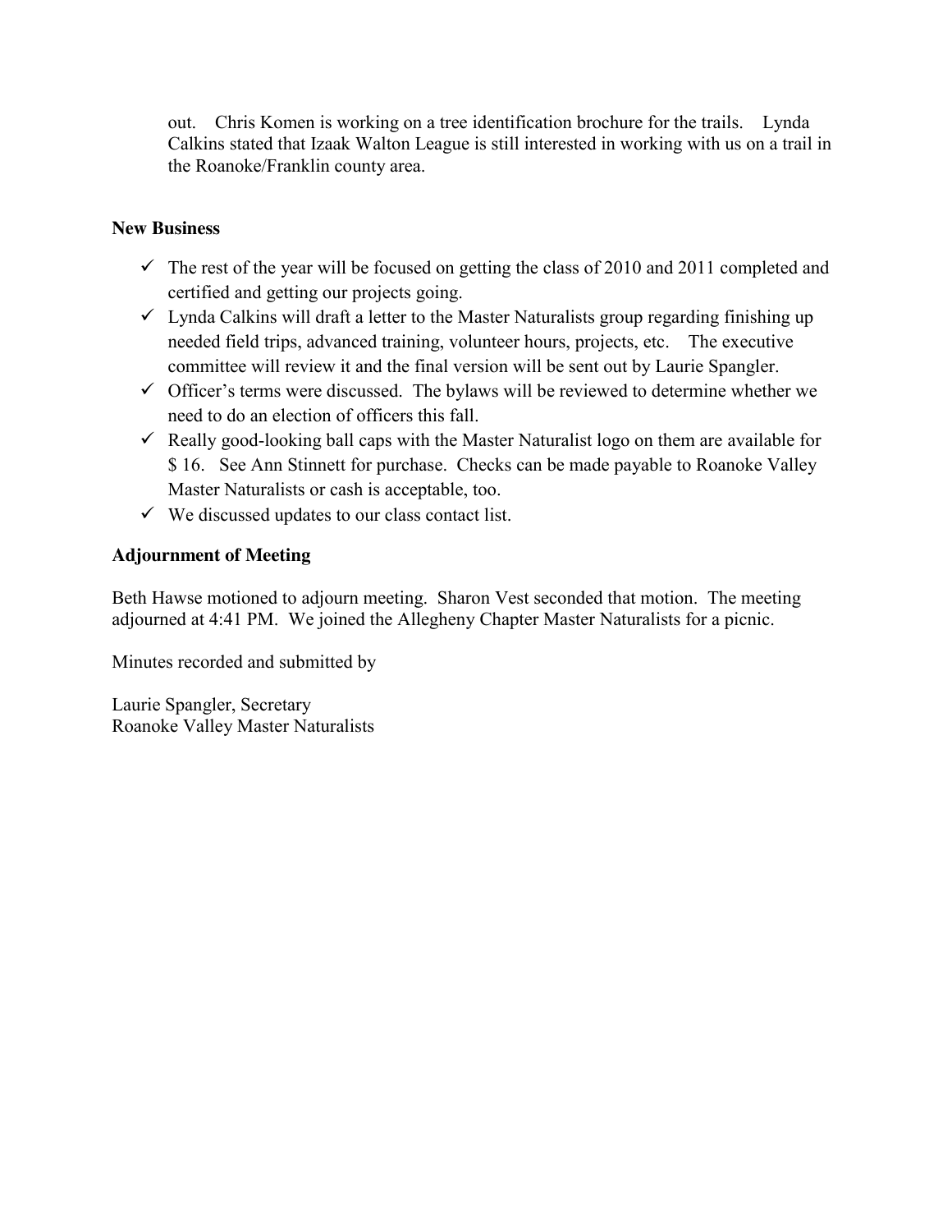out. Chris Komen is working on a tree identification brochure for the trails. Lynda Calkins stated that Izaak Walton League is still interested in working with us on a trail in the Roanoke/Franklin county area.

**New Business**

- ✓ The rest of the year will be focused on getting the class of 2010 and 2011 completed and certified and getting our projects going.
- ✓ Lynda Calkins will draft a letter to the Master Naturalists group regarding finishing up needed field trips, advanced training, volunteer hours, projects, etc. The executive committee will review it and the final version will be sent out by Laurie Spangler.
- ✓ Officer's terms were discussed. The bylaws will be reviewed to determine whether we need to do an election of officers this fall.
- ✓ Really good-looking ball caps with the Master Naturalist logo on them are available for $ 16. See Ann Stinnett for purchase. Checks can be made payable to Roanoke Valley Master Naturalists or cash is acceptable, too.
- ✓ We discussed updates to our class contact list.

**Adjournment of Meeting**

Beth Hawse motioned to adjourn meeting. Sharon Vest seconded that motion. The meeting adjourned at 4:41 PM. We joined the Allegheny Chapter Master Naturalists for a picnic.

Minutes recorded and submitted by

Laurie Spangler, Secretary
Roanoke Valley Master Naturalists